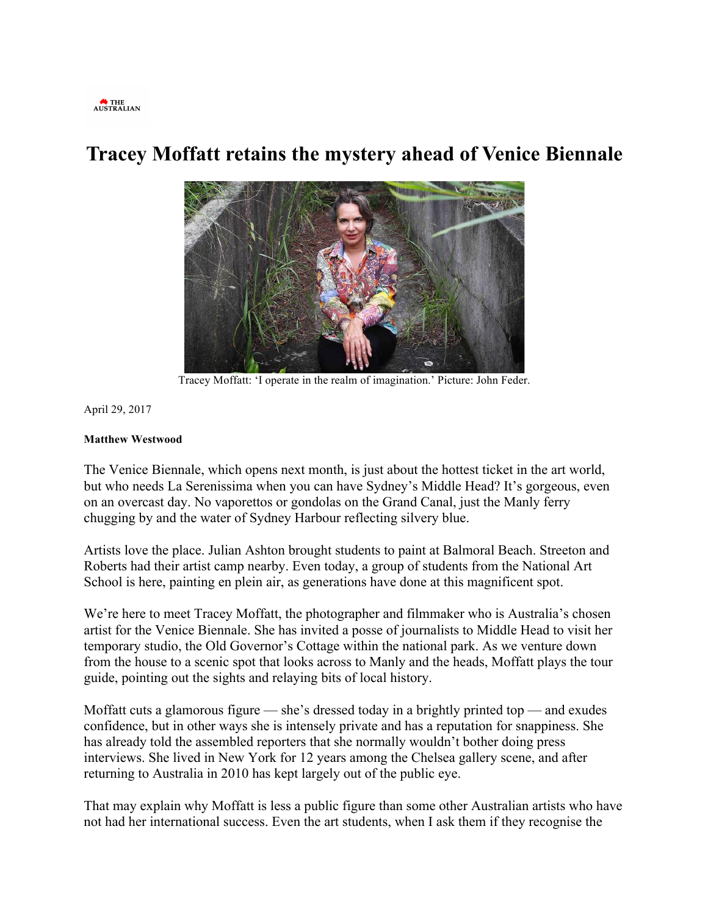THE AUSTRALIAN

# Tracey Moffatt retains the mystery ahead of Venice Biennale

Tracey Moffatt: 'I operate in the realm of imagination.' Picture: John Feder.

April 29, 2017

**Matthew Westwood**

The Venice Biennale, which opens next month, is just about the hottest ticket in the art world, but who needs La Serenissima when you can have Sydney's Middle Head? It's gorgeous, even on an overcast day. No vaporettos or gondolas on the Grand Canal, just the Manly ferry chugging by and the water of Sydney Harbour reflecting silvery blue.

Artists love the place. Julian Ashton brought students to paint at Balmoral Beach. Streeton and Roberts had their artist camp nearby. Even today, a group of students from the National Art School is here, painting en plein air, as generations have done at this magnificent spot.

We're here to meet Tracey Moffatt, the photographer and filmmaker who is Australia's chosen artist for the Venice Biennale. She has invited a posse of journalists to Middle Head to visit her temporary studio, the Old Governor's Cottage within the national park. As we venture down from the house to a scenic spot that looks across to Manly and the heads, Moffatt plays the tour guide, pointing out the sights and relaying bits of local history.

Moffatt cuts a glamorous figure — she's dressed today in a brightly printed top — and exudes confidence, but in other ways she is intensely private and has a reputation for snappiness. She has already told the assembled reporters that she normally wouldn't bother doing press interviews. She lived in New York for 12 years among the Chelsea gallery scene, and after returning to Australia in 2010 has kept largely out of the public eye.

That may explain why Moffatt is less a public figure than some other Australian artists who have not had her international success. Even the art students, when I ask them if they recognise the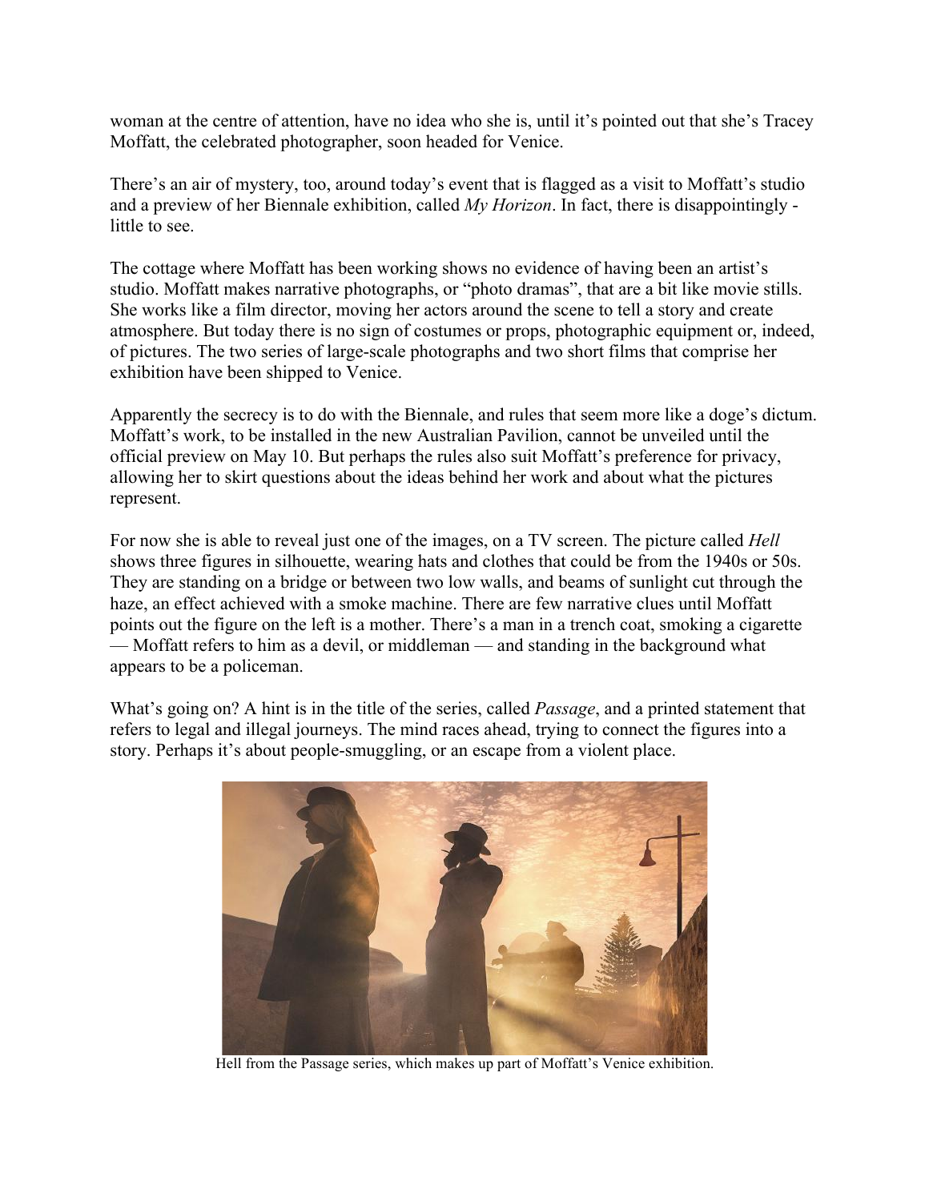woman at the centre of attention, have no idea who she is, until it's pointed out that she's Tracey Moffatt, the celebrated photographer, soon headed for Venice.

There's an air of mystery, too, around today's event that is flagged as a visit to Moffatt's studio and a preview of her Biennale exhibition, called *My Horizon*. In fact, there is disappointingly - little to see.

The cottage where Moffatt has been working shows no evidence of having been an artist's studio. Moffatt makes narrative photographs, or "photo dramas", that are a bit like movie stills. She works like a film director, moving her actors around the scene to tell a story and create atmosphere. But today there is no sign of costumes or props, photographic equipment or, indeed, of pictures. The two series of large-scale photographs and two short films that comprise her exhibition have been shipped to Venice.

Apparently the secrecy is to do with the Biennale, and rules that seem more like a doge's dictum. Moffatt's work, to be installed in the new Australian Pavilion, cannot be unveiled until the official preview on May 10. But perhaps the rules also suit Moffatt's preference for privacy, allowing her to skirt questions about the ideas behind her work and about what the pictures represent.

For now she is able to reveal just one of the images, on a TV screen. The picture called *Hell* shows three figures in silhouette, wearing hats and clothes that could be from the 1940s or 50s. They are standing on a bridge or between two low walls, and beams of sunlight cut through the haze, an effect achieved with a smoke machine. There are few narrative clues until Moffatt points out the figure on the left is a mother. There's a man in a trench coat, smoking a cigarette — Moffatt refers to him as a devil, or middleman — and standing in the background what appears to be a policeman.

What's going on? A hint is in the title of the series, called *Passage*, and a printed statement that refers to legal and illegal journeys. The mind races ahead, trying to connect the figures into a story. Perhaps it's about people-smuggling, or an escape from a violent place.

Hell from the Passage series, which makes up part of Moffatt's Venice exhibition.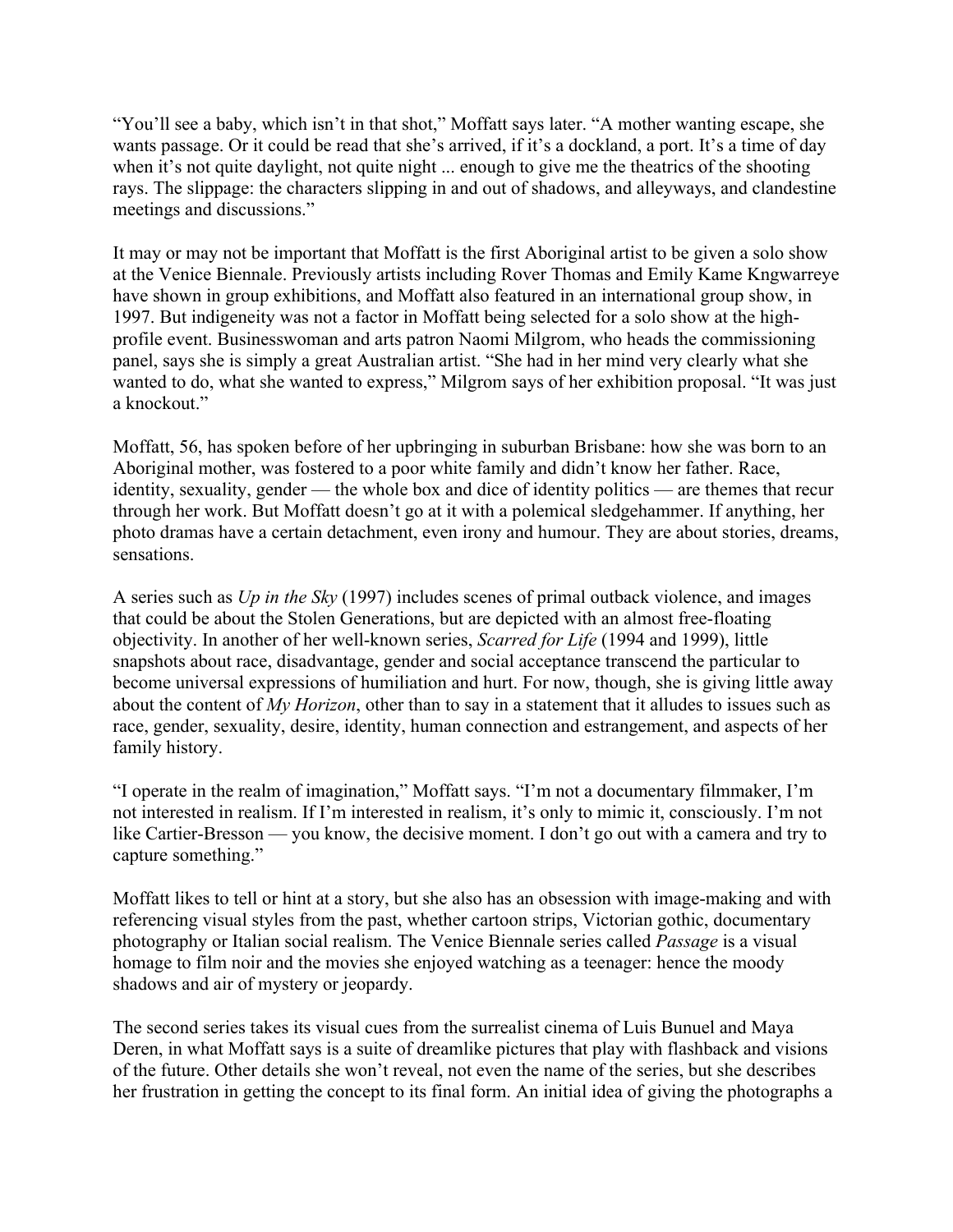"You'll see a baby, which isn't in that shot," Moffatt says later. "A mother wanting escape, she wants passage. Or it could be read that she's arrived, if it's a dockland, a port. It's a time of day when it's not quite daylight, not quite night ... enough to give me the theatrics of the shooting rays. The slippage: the characters slipping in and out of shadows, and alleyways, and clandestine meetings and discussions."

It may or may not be important that Moffatt is the first Aboriginal artist to be given a solo show at the Venice Biennale. Previously artists including Rover Thomas and Emily Kame Kngwarreye have shown in group exhibitions, and Moffatt also featured in an international group show, in 1997. But indigeneity was not a factor in Moffatt being selected for a solo show at the high-profile event. Businesswoman and arts patron Naomi Milgrom, who heads the commissioning panel, says she is simply a great Australian artist. "She had in her mind very clearly what she wanted to do, what she wanted to express," Milgrom says of her exhibition proposal. "It was just a knockout."

Moffatt, 56, has spoken before of her upbringing in suburban Brisbane: how she was born to an Aboriginal mother, was fostered to a poor white family and didn't know her father. Race, identity, sexuality, gender — the whole box and dice of identity politics — are themes that recur through her work. But Moffatt doesn't go at it with a polemical sledgehammer. If anything, her photo dramas have a certain detachment, even irony and humour. They are about stories, dreams, sensations.

A series such as *Up in the Sky* (1997) includes scenes of primal outback violence, and images that could be about the Stolen Generations, but are depicted with an almost free-floating objectivity. In another of her well-known series, *Scarred for Life* (1994 and 1999), little snapshots about race, disadvantage, gender and social acceptance transcend the particular to become universal expressions of humiliation and hurt. For now, though, she is giving little away about the content of *My Horizon*, other than to say in a statement that it alludes to issues such as race, gender, sexuality, desire, identity, human connection and estrangement, and aspects of her family history.

"I operate in the realm of imagination," Moffatt says. "I'm not a documentary filmmaker, I'm not interested in realism. If I'm interested in realism, it's only to mimic it, consciously. I'm not like Cartier-Bresson — you know, the decisive moment. I don't go out with a camera and try to capture something."

Moffatt likes to tell or hint at a story, but she also has an obsession with image-making and with referencing visual styles from the past, whether cartoon strips, Victorian gothic, documentary photography or Italian social realism. The Venice Biennale series called *Passage* is a visual homage to film noir and the movies she enjoyed watching as a teenager: hence the moody shadows and air of mystery or jeopardy.

The second series takes its visual cues from the surrealist cinema of Luis Bunuel and Maya Deren, in what Moffatt says is a suite of dreamlike pictures that play with flashback and visions of the future. Other details she won't reveal, not even the name of the series, but she describes her frustration in getting the concept to its final form. An initial idea of giving the photographs a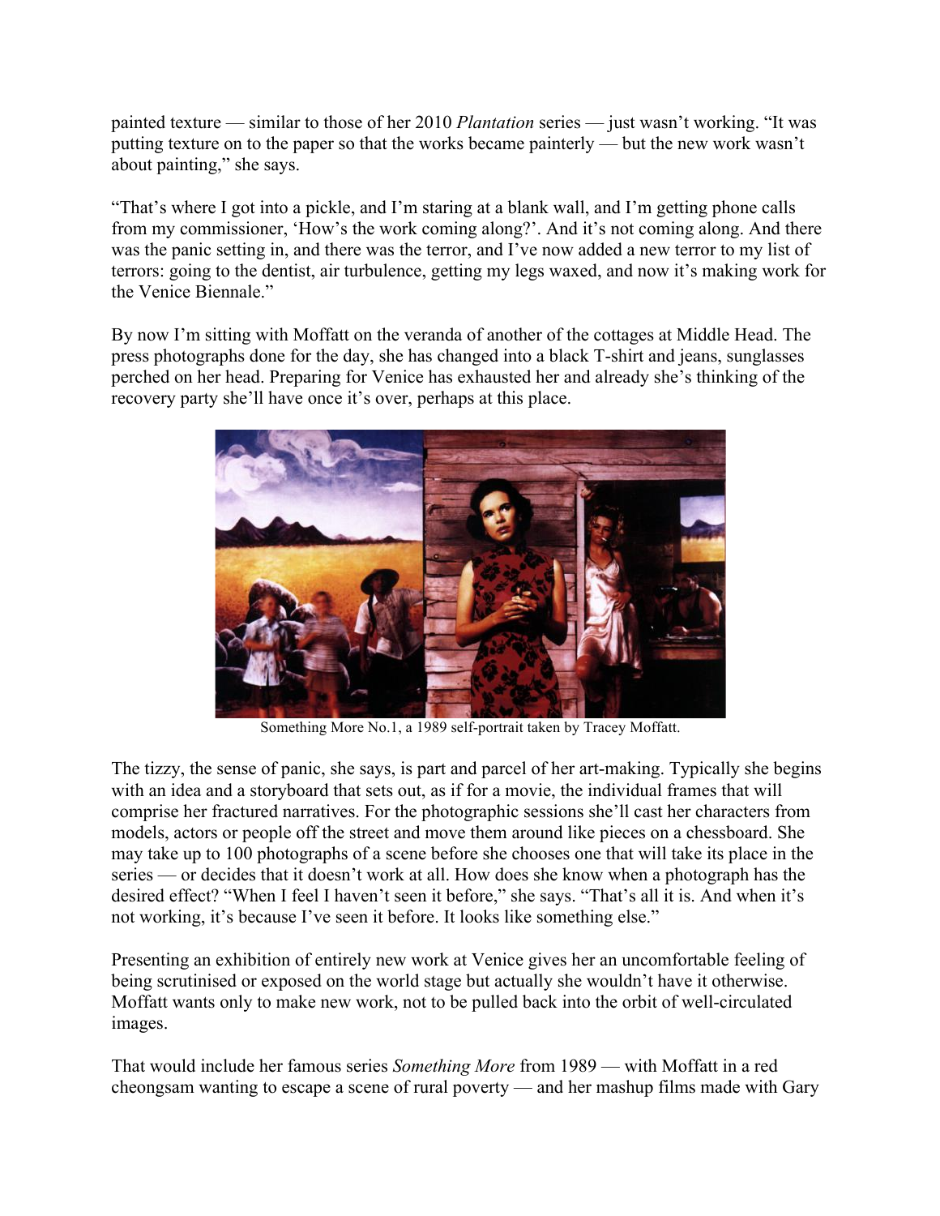painted texture — similar to those of her 2010 *Plantation* series — just wasn't working. "It was putting texture on to the paper so that the works became painterly — but the new work wasn't about painting," she says.

"That's where I got into a pickle, and I'm staring at a blank wall, and I'm getting phone calls from my commissioner, 'How's the work coming along?'. And it's not coming along. And there was the panic setting in, and there was the terror, and I've now added a new terror to my list of terrors: going to the dentist, air turbulence, getting my legs waxed, and now it's making work for the Venice Biennale."

By now I'm sitting with Moffatt on the veranda of another of the cottages at Middle Head. The press photographs done for the day, she has changed into a black T-shirt and jeans, sunglasses perched on her head. Preparing for Venice has exhausted her and already she's thinking of the recovery party she'll have once it's over, perhaps at this place.

Something More No.1, a 1989 self-portrait taken by Tracey Moffatt.

The tizzy, the sense of panic, she says, is part and parcel of her art-making. Typically she begins with an idea and a storyboard that sets out, as if for a movie, the individual frames that will comprise her fractured narratives. For the photographic sessions she'll cast her characters from models, actors or people off the street and move them around like pieces on a chessboard. She may take up to 100 photographs of a scene before she chooses one that will take its place in the series — or decides that it doesn't work at all. How does she know when a photograph has the desired effect? "When I feel I haven't seen it before," she says. "That's all it is. And when it's not working, it's because I've seen it before. It looks like something else."

Presenting an exhibition of entirely new work at Venice gives her an uncomfortable feeling of being scrutinised or exposed on the world stage but actually she wouldn't have it otherwise. Moffatt wants only to make new work, not to be pulled back into the orbit of well-circulated images.

That would include her famous series *Something More* from 1989 — with Moffatt in a red cheongsam wanting to escape a scene of rural poverty — and her mashup films made with Gary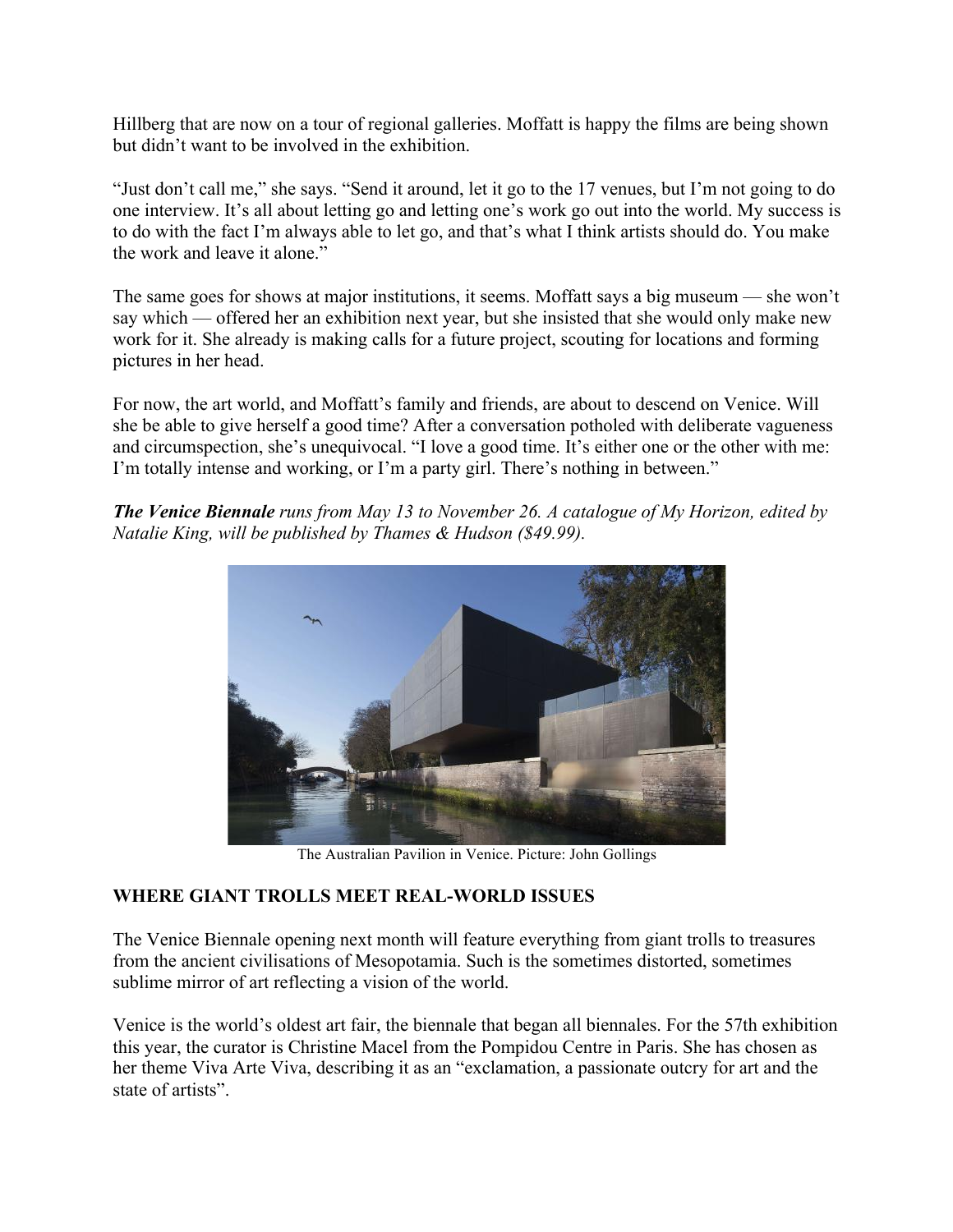Hillberg that are now on a tour of regional galleries. Moffatt is happy the films are being shown but didn't want to be involved in the exhibition.

"Just don't call me," she says. "Send it around, let it go to the 17 venues, but I'm not going to do one interview. It's all about letting go and letting one's work go out into the world. My success is to do with the fact I'm always able to let go, and that's what I think artists should do. You make the work and leave it alone."

The same goes for shows at major institutions, it seems. Moffatt says a big museum — she won't say which — offered her an exhibition next year, but she insisted that she would only make new work for it. She already is making calls for a future project, scouting for locations and forming pictures in her head.

For now, the art world, and Moffatt's family and friends, are about to descend on Venice. Will she be able to give herself a good time? After a conversation potholed with deliberate vagueness and circumspection, she's unequivocal. "I love a good time. It's either one or the other with me: I'm totally intense and working, or I'm a party girl. There's nothing in between."

***The Venice Biennale*** *runs from May 13 to November 26. A catalogue of My Horizon, edited by Natalie King, will be published by Thames & Hudson ($49.99).*

The Australian Pavilion in Venice. Picture: John Gollings

**WHERE GIANT TROLLS MEET REAL-WORLD ISSUES**

The Venice Biennale opening next month will feature everything from giant trolls to treasures from the ancient civilisations of Mesopotamia. Such is the sometimes distorted, sometimes sublime mirror of art reflecting a vision of the world.

Venice is the world's oldest art fair, the biennale that began all biennales. For the 57th exhibition this year, the curator is Christine Macel from the Pompidou Centre in Paris. She has chosen as her theme Viva Arte Viva, describing it as an "exclamation, a passionate outcry for art and the state of artists".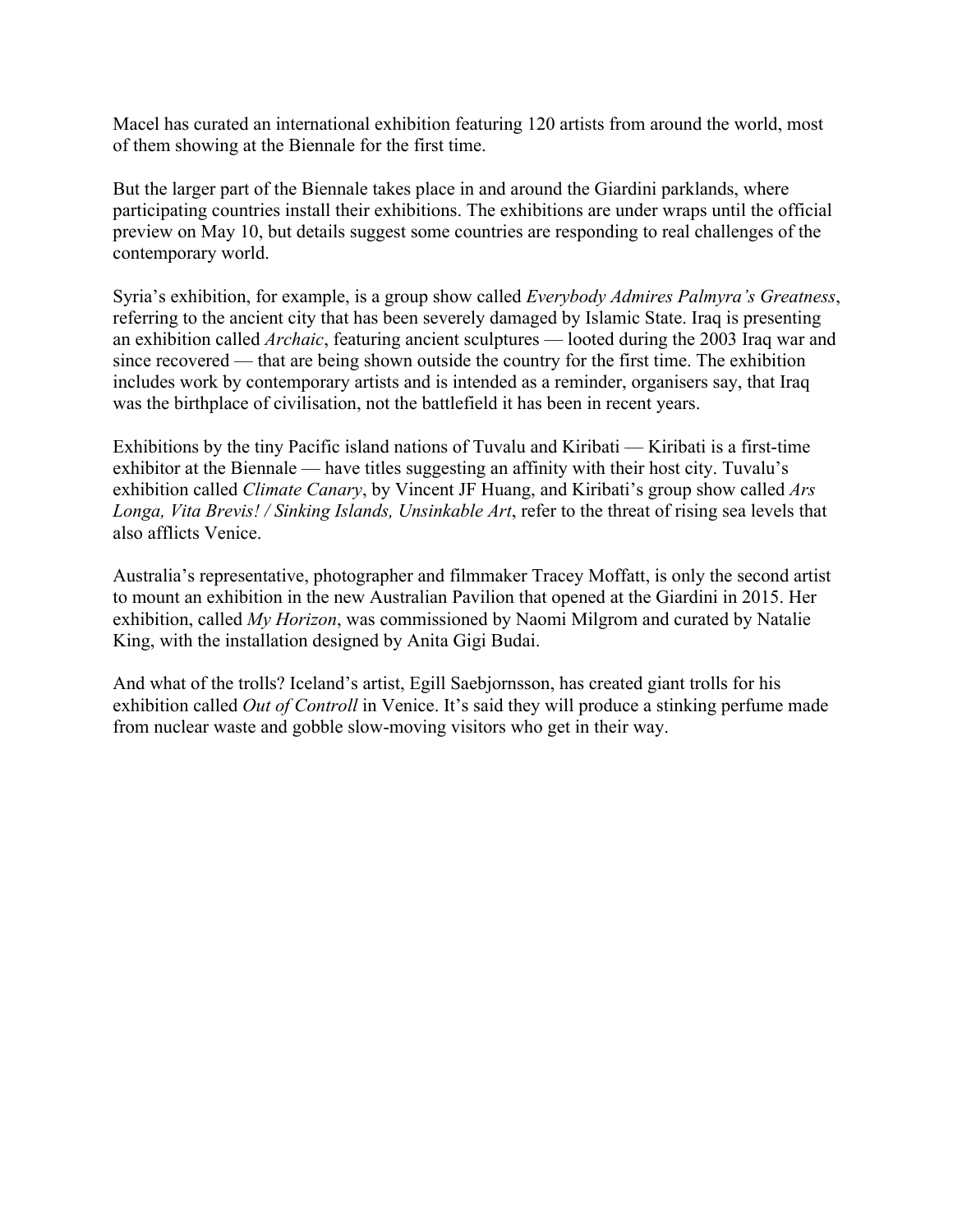Macel has curated an international exhibition featuring 120 artists from around the world, most of them showing at the Biennale for the first time.

But the larger part of the Biennale takes place in and around the Giardini parklands, where participating countries install their exhibitions. The exhibitions are under wraps until the official preview on May 10, but details suggest some countries are responding to real challenges of the contemporary world.

Syria's exhibition, for example, is a group show called *Everybody Admires Palmyra's Greatness*, referring to the ancient city that has been severely damaged by Islamic State. Iraq is presenting an exhibition called *Archaic*, featuring ancient sculptures — looted during the 2003 Iraq war and since recovered — that are being shown outside the country for the first time. The exhibition includes work by contemporary artists and is intended as a reminder, organisers say, that Iraq was the birthplace of civilisation, not the battlefield it has been in recent years.

Exhibitions by the tiny Pacific island nations of Tuvalu and Kiribati — Kiribati is a first-time exhibitor at the Biennale — have titles suggesting an affinity with their host city. Tuvalu's exhibition called *Climate Canary*, by Vincent JF Huang, and Kiribati's group show called *Ars Longa, Vita Brevis! / Sinking Islands, Unsinkable Art*, refer to the threat of rising sea levels that also afflicts Venice.

Australia's representative, photographer and filmmaker Tracey Moffatt, is only the second artist to mount an exhibition in the new Australian Pavilion that opened at the Giardini in 2015. Her exhibition, called *My Horizon*, was commissioned by Naomi Milgrom and curated by Natalie King, with the installation designed by Anita Gigi Budai.

And what of the trolls? Iceland's artist, Egill Saebjornsson, has created giant trolls for his exhibition called *Out of Controll* in Venice. It's said they will produce a stinking perfume made from nuclear waste and gobble slow-moving visitors who get in their way.